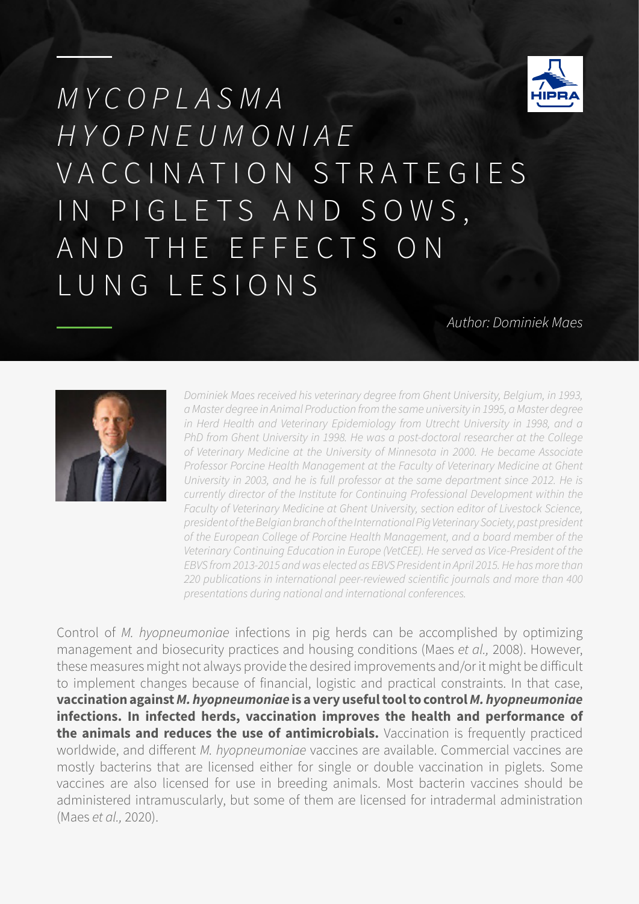# *MYCOPLASMA HYOPNEUMONIAE* VACCINATION STRATEGIES IN PIGLETS AND SOWS, AND THE EFFECTS ON LUNG LESIONS

*Author: Dominiek Maes*

*Dominiek Maes received his veterinary degree from Ghent University, Belgium, in 1993, a Master degree in Animal Production from the same university in 1995, a Master degree in Herd Health and Veterinary Epidemiology from Utrecht University in 1998, and a PhD from Ghent University in 1998. He was a post-doctoral researcher at the College of Veterinary Medicine at the University of Minnesota in 2000. He became Associate Professor Porcine Health Management at the Faculty of Veterinary Medicine at Ghent University in 2003, and he is full professor at the same department since 2012. He is currently director of the Institute for Continuing Professional Development within the Faculty of Veterinary Medicine at Ghent University, section editor of Livestock Science, president of the Belgian branch of the International Pig Veterinary Society, past president of the European College of Porcine Health Management, and a board member of the Veterinary Continuing Education in Europe (VetCEE). He served as Vice-President of the EBVS from 2013-2015 and was elected as EBVS President in April 2015. He has more than 220 publications in international peer-reviewed scientific journals and more than 400 presentations during national and international conferences.*

Control of *M. hyopneumoniae* infections in pig herds can be accomplished by optimizing management and biosecurity practices and housing conditions (Maes *et al.,* 2008). However, these measures might not always provide the desired improvements and/or it might be difficult to implement changes because of financial, logistic and practical constraints. In that case, **vaccination against *M. hyopneumoniae* is a very useful tool to control *M. hyopneumoniae* infections. In infected herds, vaccination improves the health and performance of the animals and reduces the use of antimicrobials.** Vaccination is frequently practiced worldwide, and different *M. hyopneumoniae* vaccines are available. Commercial vaccines are mostly bacterins that are licensed either for single or double vaccination in piglets. Some vaccines are also licensed for use in breeding animals. Most bacterin vaccines should be administered intramuscularly, but some of them are licensed for intradermal administration (Maes *et al.,* 2020).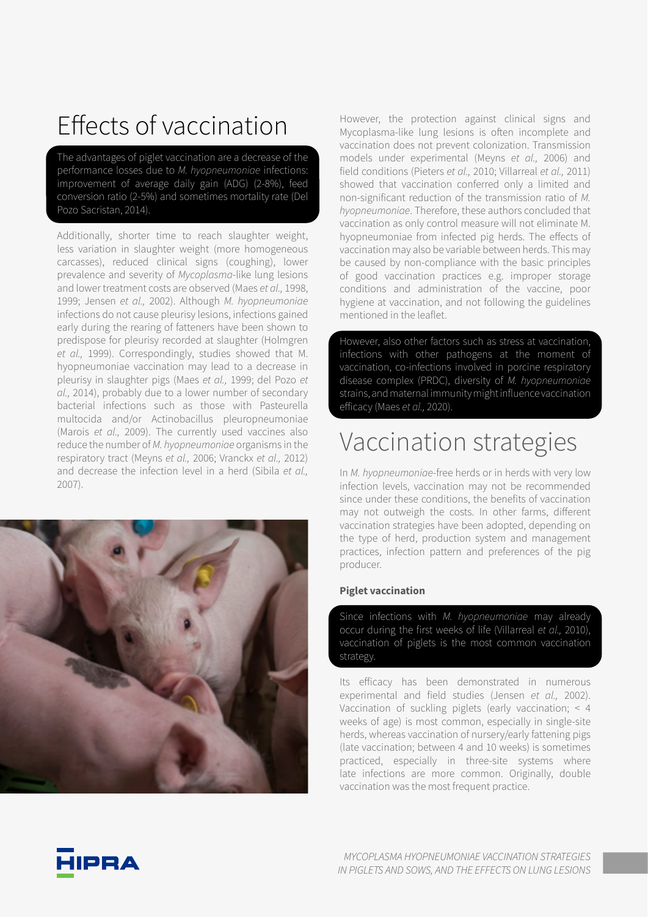# Effects of vaccination

The advantages of piglet vaccination are a decrease of the performance losses due to *M. hyopneumoniae* infections: improvement of average daily gain (ADG) (2-8%), feed conversion ratio (2-5%) and sometimes mortality rate (Del Pozo Sacristan, 2014).

Additionally, shorter time to reach slaughter weight, less variation in slaughter weight (more homogeneous carcasses), reduced clinical signs (coughing), lower prevalence and severity of *Mycoplasma*-like lung lesions and lower treatment costs are observed (Maes *et al.,* 1998, 1999; Jensen *et al.,* 2002). Although *M. hyopneumoniae* infections do not cause pleurisy lesions, infections gained early during the rearing of fatteners have been shown to predispose for pleurisy recorded at slaughter (Holmgren *et al.,* 1999). Correspondingly, studies showed that M. hyopneumoniae vaccination may lead to a decrease in pleurisy in slaughter pigs (Maes *et al.,* 1999; del Pozo *et al.,* 2014), probably due to a lower number of secondary bacterial infections such as those with Pasteurella multocida and/or Actinobacillus pleuropneumoniae (Marois *et al.,* 2009). The currently used vaccines also reduce the number of *M. hyopneumoniae* organisms in the respiratory tract (Meyns *et al.,* 2006; Vranckx *et al.,* 2012) and decrease the infection level in a herd (Sibila *et al.,* 2007).

However, the protection against clinical signs and Mycoplasma-like lung lesions is often incomplete and vaccination does not prevent colonization. Transmission models under experimental (Meyns *et al.,* 2006) and field conditions (Pieters *et al.,* 2010; Villarreal *et al.,* 2011) showed that vaccination conferred only a limited and non-significant reduction of the transmission ratio of *M. hyopneumoniae*. Therefore, these authors concluded that vaccination as only control measure will not eliminate M. hyopneumoniae from infected pig herds. The effects of vaccination may also be variable between herds. This may be caused by non-compliance with the basic principles of good vaccination practices e.g. improper storage conditions and administration of the vaccine, poor hygiene at vaccination, and not following the guidelines mentioned in the leaflet.

However, also other factors such as stress at vaccination, infections with other pathogens at the moment of vaccination, co-infections involved in porcine respiratory disease complex (PRDC), diversity of *M. hyopneumoniae* strains, and maternal immunity might influence vaccination efficacy (Maes *et al.,* 2020).

# Vaccination strategies

In *M. hyopneumoniae*-free herds or in herds with very low infection levels, vaccination may not be recommended since under these conditions, the benefits of vaccination may not outweigh the costs. In other farms, different vaccination strategies have been adopted, depending on the type of herd, production system and management practices, infection pattern and preferences of the pig producer.

### Piglet vaccination

Since infections with *M. hyopneumoniae* may already occur during the first weeks of life (Villarreal *et al.,* 2010), vaccination of piglets is the most common vaccination strategy.

Its efficacy has been demonstrated in numerous experimental and field studies (Jensen *et al.,* 2002). Vaccination of suckling piglets (early vaccination; < 4 weeks of age) is most common, especially in single-site herds, whereas vaccination of nursery/early fattening pigs (late vaccination; between 4 and 10 weeks) is sometimes practiced, especially in three-site systems where late infections are more common. Originally, double vaccination was the most frequent practice.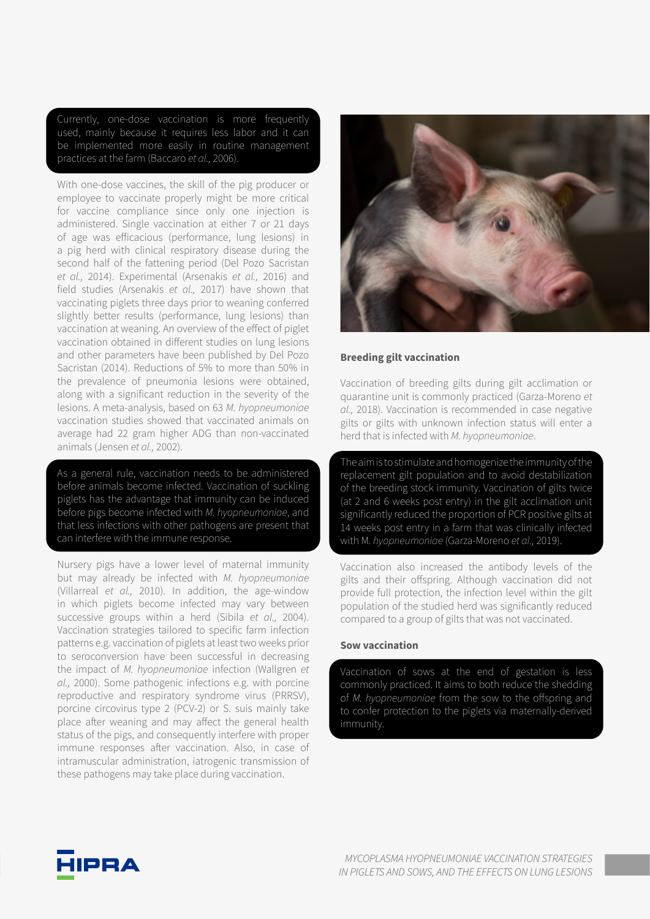Currently, one-dose vaccination is more frequently used, mainly because it requires less labor and it can be implemented more easily in routine management practices at the farm (Baccaro *et al.,* 2006).

With one-dose vaccines, the skill of the pig producer or employee to vaccinate properly might be more critical for vaccine compliance since only one injection is administered. Single vaccination at either 7 or 21 days of age was efficacious (performance, lung lesions) in a pig herd with clinical respiratory disease during the second half of the fattening period (Del Pozo Sacristan *et al.,* 2014). Experimental (Arsenakis *et al.,* 2016) and field studies (Arsenakis *et al.,* 2017) have shown that vaccinating piglets three days prior to weaning conferred slightly better results (performance, lung lesions) than vaccination at weaning. An overview of the effect of piglet vaccination obtained in different studies on lung lesions and other parameters have been published by Del Pozo Sacristan (2014). Reductions of 5% to more than 50% in the prevalence of pneumonia lesions were obtained, along with a significant reduction in the severity of the lesions. A meta-analysis, based on 63 *M. hyopneumoniae* vaccination studies showed that vaccinated animals on average had 22 gram higher ADG than non-vaccinated animals (Jensen *et al.,* 2002).

As a general rule, vaccination needs to be administered before animals become infected. Vaccination of suckling piglets has the advantage that immunity can be induced before pigs become infected with *M. hyopneumoniae*, and that less infections with other pathogens are present that can interfere with the immune response.

Nursery pigs have a lower level of maternal immunity but may already be infected with *M. hyopneumoniae* (Villarreal *et al.,* 2010). In addition, the age-window in which piglets become infected may vary between successive groups within a herd (Sibila *et al.,* 2004). Vaccination strategies tailored to specific farm infection patterns e.g. vaccination of piglets at least two weeks prior to seroconversion have been successful in decreasing the impact of *M. hyopneumoniae* infection (Wallgren *et al.,* 2000). Some pathogenic infections e.g. with porcine reproductive and respiratory syndrome virus (PRRSV), porcine circovirus type 2 (PCV-2) or S. suis mainly take place after weaning and may affect the general health status of the pigs, and consequently interfere with proper immune responses after vaccination. Also, in case of intramuscular administration, iatrogenic transmission of these pathogens may take place during vaccination.

### Breeding gilt vaccination

Vaccination of breeding gilts during gilt acclimation or quarantine unit is commonly practiced (Garza-Moreno *et al.,* 2018). Vaccination is recommended in case negative gilts or gilts with unknown infection status will enter a herd that is infected with *M. hyopneumoniae*.

The aim is to stimulate and homogenize the immunity of the replacement gilt population and to avoid destabilization of the breeding stock immunity. Vaccination of gilts twice (at 2 and 6 weeks post entry) in the gilt acclimation unit significantly reduced the proportion of PCR positive gilts at 14 weeks post entry in a farm that was clinically infected with M. *hyopneumoniae* (Garza-Moreno *et al.,* 2019).

Vaccination also increased the antibody levels of the gilts and their offspring. Although vaccination did not provide full protection, the infection level within the gilt population of the studied herd was significantly reduced compared to a group of gilts that was not vaccinated.

### Sow vaccination

Vaccination of sows at the end of gestation is less commonly practiced. It aims to both reduce the shedding of *M. hyopneumoniae* from the sow to the offspring and to confer protection to the piglets via maternally-derived immunity.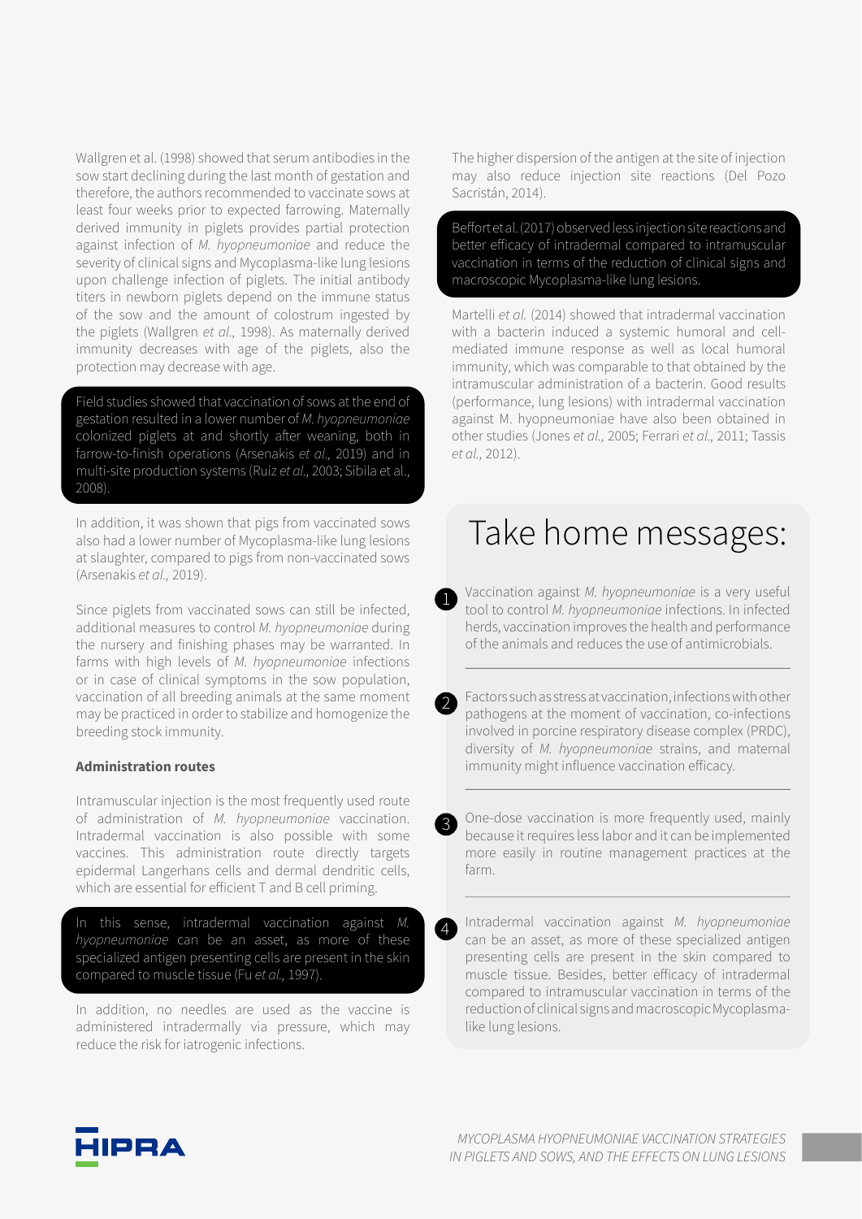Wallgren et al. (1998) showed that serum antibodies in the sow start declining during the last month of gestation and therefore, the authors recommended to vaccinate sows at least four weeks prior to expected farrowing. Maternally derived immunity in piglets provides partial protection against infection of *M. hyopneumoniae* and reduce the severity of clinical signs and Mycoplasma-like lung lesions upon challenge infection of piglets. The initial antibody titers in newborn piglets depend on the immune status of the sow and the amount of colostrum ingested by the piglets (Wallgren *et al.,* 1998). As maternally derived immunity decreases with age of the piglets, also the protection may decrease with age.

Field studies showed that vaccination of sows at the end of gestation resulted in a lower number of *M. hyopneumoniae* colonized piglets at and shortly after weaning, both in farrow-to-finish operations (Arsenakis *et al.,* 2019) and in multi-site production systems (Ruiz *et al.,* 2003; Sibila et al., 2008).

In addition, it was shown that pigs from vaccinated sows also had a lower number of Mycoplasma-like lung lesions at slaughter, compared to pigs from non-vaccinated sows (Arsenakis *et al.,* 2019).

Since piglets from vaccinated sows can still be infected, additional measures to control *M. hyopneumoniae* during the nursery and finishing phases may be warranted. In farms with high levels of *M. hyopneumoniae* infections or in case of clinical symptoms in the sow population, vaccination of all breeding animals at the same moment may be practiced in order to stabilize and homogenize the breeding stock immunity.

**Administration routes**

Intramuscular injection is the most frequently used route of administration of *M. hyopneumoniae* vaccination. Intradermal vaccination is also possible with some vaccines. This administration route directly targets epidermal Langerhans cells and dermal dendritic cells, which are essential for efficient T and B cell priming.

In this sense, intradermal vaccination against *M. hyopneumoniae* can be an asset, as more of these specialized antigen presenting cells are present in the skin compared to muscle tissue (Fu *et al.,* 1997).

In addition, no needles are used as the vaccine is administered intradermally via pressure, which may reduce the risk for iatrogenic infections.

The higher dispersion of the antigen at the site of injection may also reduce injection site reactions (Del Pozo Sacristán, 2014).

Beffort et al. (2017) observed less injection site reactions and better efficacy of intradermal compared to intramuscular vaccination in terms of the reduction of clinical signs and macroscopic Mycoplasma-like lung lesions.

Martelli *et al.* (2014) showed that intradermal vaccination with a bacterin induced a systemic humoral and cell-mediated immune response as well as local humoral immunity, which was comparable to that obtained by the intramuscular administration of a bacterin. Good results (performance, lung lesions) with intradermal vaccination against M. hyopneumoniae have also been obtained in other studies (Jones *et al.,* 2005; Ferrari *et al.,* 2011; Tassis *et al.,* 2012).

# Take home messages:

1. Vaccination against *M. hyopneumoniae* is a very useful tool to control *M. hyopneumoniae* infections. In infected herds, vaccination improves the health and performance of the animals and reduces the use of antimicrobials.

2. Factors such as stress at vaccination, infections with other pathogens at the moment of vaccination, co-infections involved in porcine respiratory disease complex (PRDC), diversity of *M. hyopneumoniae* strains, and maternal immunity might influence vaccination efficacy.

3. One-dose vaccination is more frequently used, mainly because it requires less labor and it can be implemented more easily in routine management practices at the farm.

4. Intradermal vaccination against *M. hyopneumoniae* can be an asset, as more of these specialized antigen presenting cells are present in the skin compared to muscle tissue. Besides, better efficacy of intradermal compared to intramuscular vaccination in terms of the reduction of clinical signs and macroscopic Mycoplasma-like lung lesions.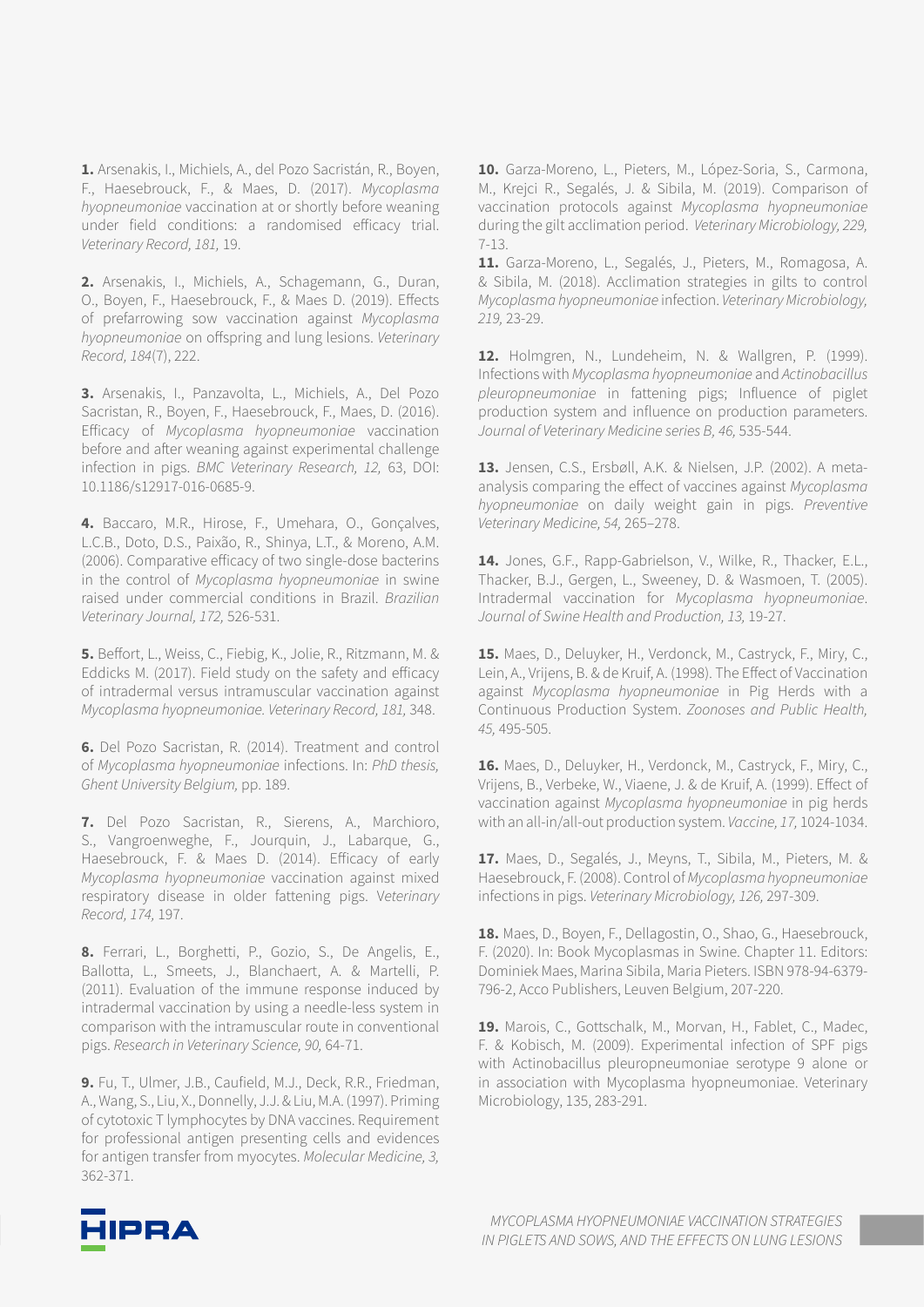**1.** Arsenakis, I., Michiels, A., del Pozo Sacristán, R., Boyen, F., Haesebrouck, F., & Maes, D. (2017). *Mycoplasma hyopneumoniae* vaccination at or shortly before weaning under field conditions: a randomised efficacy trial. *Veterinary Record, 181,* 19.

**2.** Arsenakis, I., Michiels, A., Schagemann, G., Duran, O., Boyen, F., Haesebrouck, F., & Maes D. (2019). Effects of prefarrowing sow vaccination against *Mycoplasma hyopneumoniae* on offspring and lung lesions. *Veterinary Record, 184*(7), 222.

**3.** Arsenakis, I., Panzavolta, L., Michiels, A., Del Pozo Sacristan, R., Boyen, F., Haesebrouck, F., Maes, D. (2016). Efficacy of *Mycoplasma hyopneumoniae* vaccination before and after weaning against experimental challenge infection in pigs. *BMC Veterinary Research, 12,* 63, DOI: 10.1186/s12917-016-0685-9.

**4.** Baccaro, M.R., Hirose, F., Umehara, O., Gonçalves, L.C.B., Doto, D.S., Paixão, R., Shinya, L.T., & Moreno, A.M. (2006). Comparative efficacy of two single-dose bacterins in the control of *Mycoplasma hyopneumoniae* in swine raised under commercial conditions in Brazil. *Brazilian Veterinary Journal, 172,* 526-531.

**5.** Beffort, L., Weiss, C., Fiebig, K., Jolie, R., Ritzmann, M. & Eddicks M. (2017). Field study on the safety and efficacy of intradermal versus intramuscular vaccination against *Mycoplasma hyopneumoniae. Veterinary Record, 181,* 348.

**6.** Del Pozo Sacristan, R. (2014). Treatment and control of *Mycoplasma hyopneumoniae* infections. In: *PhD thesis, Ghent University Belgium,* pp. 189.

**7.** Del Pozo Sacristan, R., Sierens, A., Marchioro, S., Vangroenweghe, F., Jourquin, J., Labarque, G., Haesebrouck, F. & Maes D. (2014). Efficacy of early *Mycoplasma hyopneumoniae* vaccination against mixed respiratory disease in older fattening pigs. *Veterinary Record, 174,* 197.

**8.** Ferrari, L., Borghetti, P., Gozio, S., De Angelis, E., Ballotta, L., Smeets, J., Blanchaert, A. & Martelli, P. (2011). Evaluation of the immune response induced by intradermal vaccination by using a needle-less system in comparison with the intramuscular route in conventional pigs. *Research in Veterinary Science, 90,* 64-71.

**9.** Fu, T., Ulmer, J.B., Caufield, M.J., Deck, R.R., Friedman, A., Wang, S., Liu, X., Donnelly, J.J. & Liu, M.A. (1997). Priming of cytotoxic T lymphocytes by DNA vaccines. Requirement for professional antigen presenting cells and evidences for antigen transfer from myocytes. *Molecular Medicine, 3,* 362-371.

**10.** Garza-Moreno, L., Pieters, M., López-Soria, S., Carmona, M., Krejci R., Segalés, J. & Sibila, M. (2019). Comparison of vaccination protocols against *Mycoplasma hyopneumoniae* during the gilt acclimation period. *Veterinary Microbiology, 229,* 7-13.

**11.** Garza-Moreno, L., Segalés, J., Pieters, M., Romagosa, A. & Sibila, M. (2018). Acclimation strategies in gilts to control *Mycoplasma hyopneumoniae* infection. *Veterinary Microbiology, 219,* 23-29.

**12.** Holmgren, N., Lundeheim, N. & Wallgren, P. (1999). Infections with *Mycoplasma hyopneumoniae* and *Actinobacillus pleuropneumoniae* in fattening pigs; Influence of piglet production system and influence on production parameters. *Journal of Veterinary Medicine series B, 46,* 535-544.

**13.** Jensen, C.S., Ersbøll, A.K. & Nielsen, J.P. (2002). A meta-analysis comparing the effect of vaccines against *Mycoplasma hyopneumoniae* on daily weight gain in pigs. *Preventive Veterinary Medicine, 54,* 265–278.

**14.** Jones, G.F., Rapp-Gabrielson, V., Wilke, R., Thacker, E.L., Thacker, B.J., Gergen, L., Sweeney, D. & Wasmoen, T. (2005). Intradermal vaccination for *Mycoplasma hyopneumoniae*. *Journal of Swine Health and Production, 13,* 19-27.

**15.** Maes, D., Deluyker, H., Verdonck, M., Castryck, F., Miry, C., Lein, A., Vrijens, B. & de Kruif, A. (1998). The Effect of Vaccination against *Mycoplasma hyopneumoniae* in Pig Herds with a Continuous Production System. *Zoonoses and Public Health, 45,* 495-505.

**16.** Maes, D., Deluyker, H., Verdonck, M., Castryck, F., Miry, C., Vrijens, B., Verbeke, W., Viaene, J. & de Kruif, A. (1999). Effect of vaccination against *Mycoplasma hyopneumoniae* in pig herds with an all-in/all-out production system. *Vaccine, 17,* 1024-1034.

**17.** Maes, D., Segalés, J., Meyns, T., Sibila, M., Pieters, M. & Haesebrouck, F. (2008). Control of *Mycoplasma hyopneumoniae* infections in pigs. *Veterinary Microbiology, 126,* 297-309.

**18.** Maes, D., Boyen, F., Dellagostin, O., Shao, G., Haesebrouck, F. (2020). In: Book Mycoplasmas in Swine. Chapter 11. Editors: Dominiek Maes, Marina Sibila, Maria Pieters. ISBN 978-94-6379-796-2, Acco Publishers, Leuven Belgium, 207-220.

**19.** Marois, C., Gottschalk, M., Morvan, H., Fablet, C., Madec, F. & Kobisch, M. (2009). Experimental infection of SPF pigs with Actinobacillus pleuropneumoniae serotype 9 alone or in association with Mycoplasma hyopneumoniae. Veterinary Microbiology, 135, 283-291.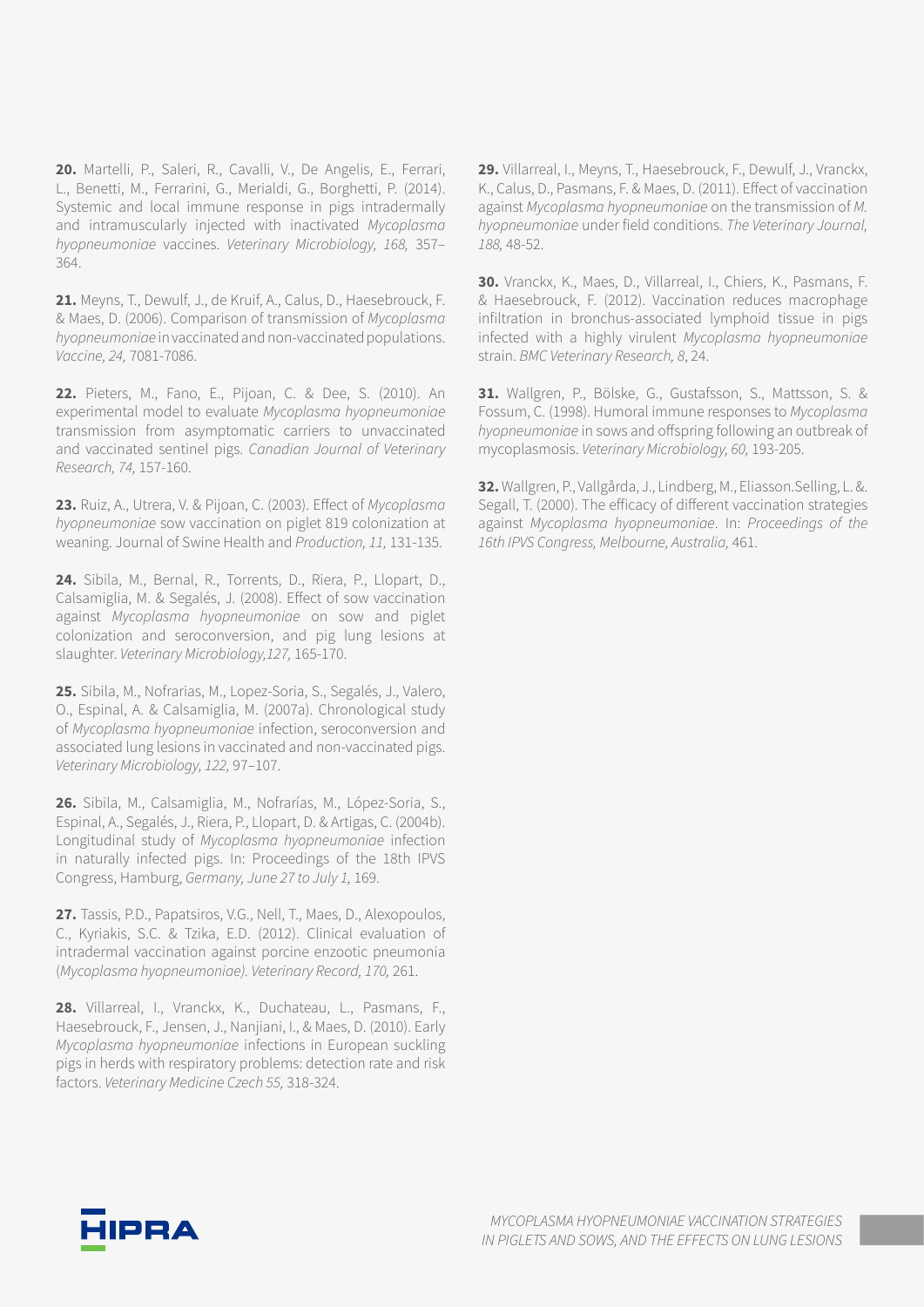**20.** Martelli, P., Saleri, R., Cavalli, V., De Angelis, E., Ferrari, L., Benetti, M., Ferrarini, G., Merialdi, G., Borghetti, P. (2014). Systemic and local immune response in pigs intradermally and intramuscularly injected with inactivated *Mycoplasma hyopneumoniae* vaccines. *Veterinary Microbiology, 168,* 357–364.

**21.** Meyns, T., Dewulf, J., de Kruif, A., Calus, D., Haesebrouck, F. & Maes, D. (2006). Comparison of transmission of *Mycoplasma hyopneumoniae* in vaccinated and non-vaccinated populations. *Vaccine, 24,* 7081-7086.

**22.** Pieters, M., Fano, E., Pijoan, C. & Dee, S. (2010). An experimental model to evaluate *Mycoplasma hyopneumoniae* transmission from asymptomatic carriers to unvaccinated and vaccinated sentinel pigs. *Canadian Journal of Veterinary Research, 74,* 157-160.

**23.** Ruiz, A., Utrera, V. & Pijoan, C. (2003). Effect of *Mycoplasma hyopneumoniae* sow vaccination on piglet 819 colonization at weaning. Journal of Swine Health and *Production, 11,* 131-135.

**24.** Sibila, M., Bernal, R., Torrents, D., Riera, P., Llopart, D., Calsamiglia, M. & Segalés, J. (2008). Effect of sow vaccination against *Mycoplasma hyopneumoniae* on sow and piglet colonization and seroconversion, and pig lung lesions at slaughter. *Veterinary Microbiology,127,* 165-170.

**25.** Sibila, M., Nofrarias, M., Lopez-Soria, S., Segalés, J., Valero, O., Espinal, A. & Calsamiglia, M. (2007a). Chronological study of *Mycoplasma hyopneumoniae* infection, seroconversion and associated lung lesions in vaccinated and non-vaccinated pigs. *Veterinary Microbiology, 122,* 97–107.

**26.** Sibila, M., Calsamiglia, M., Nofrarías, M., López-Soria, S., Espinal, A., Segalés, J., Riera, P., Llopart, D. & Artigas, C. (2004b). Longitudinal study of *Mycoplasma hyopneumoniae* infection in naturally infected pigs. In: Proceedings of the 18th IPVS Congress, Hamburg, *Germany, June 27 to July 1,* 169.

**27.** Tassis, P.D., Papatsiros, V.G., Nell, T., Maes, D., Alexopoulos, C., Kyriakis, S.C. & Tzika, E.D. (2012). Clinical evaluation of intradermal vaccination against porcine enzootic pneumonia (*Mycoplasma hyopneumoniae). Veterinary Record, 170,* 261.

**28.** Villarreal, I., Vranckx, K., Duchateau, L., Pasmans, F., Haesebrouck, F., Jensen, J., Nanjiani, I., & Maes, D. (2010). Early *Mycoplasma hyopneumoniae* infections in European suckling pigs in herds with respiratory problems: detection rate and risk factors. *Veterinary Medicine Czech 55,* 318-324.

**29.** Villarreal, I., Meyns, T., Haesebrouck, F., Dewulf, J., Vranckx, K., Calus, D., Pasmans, F. & Maes, D. (2011). Effect of vaccination against *Mycoplasma hyopneumoniae* on the transmission of *M. hyopneumoniae* under field conditions. *The Veterinary Journal, 188,* 48-52.

**30.** Vranckx, K., Maes, D., Villarreal, I., Chiers, K., Pasmans, F. & Haesebrouck, F. (2012). Vaccination reduces macrophage infiltration in bronchus-associated lymphoid tissue in pigs infected with a highly virulent *Mycoplasma hyopneumoniae* strain. *BMC Veterinary Research, 8*, 24.

**31.** Wallgren, P., Bölske, G., Gustafsson, S., Mattsson, S. & Fossum, C. (1998). Humoral immune responses to *Mycoplasma hyopneumoniae* in sows and offspring following an outbreak of mycoplasmosis. *Veterinary Microbiology, 60,* 193-205.

**32.** Wallgren, P., Vallgårda, J., Lindberg, M., Eliasson.Selling, L. &. Segall, T. (2000). The efficacy of different vaccination strategies against *Mycoplasma hyopneumoniae*. In: *Proceedings of the 16th IPVS Congress, Melbourne, Australia,* 461.